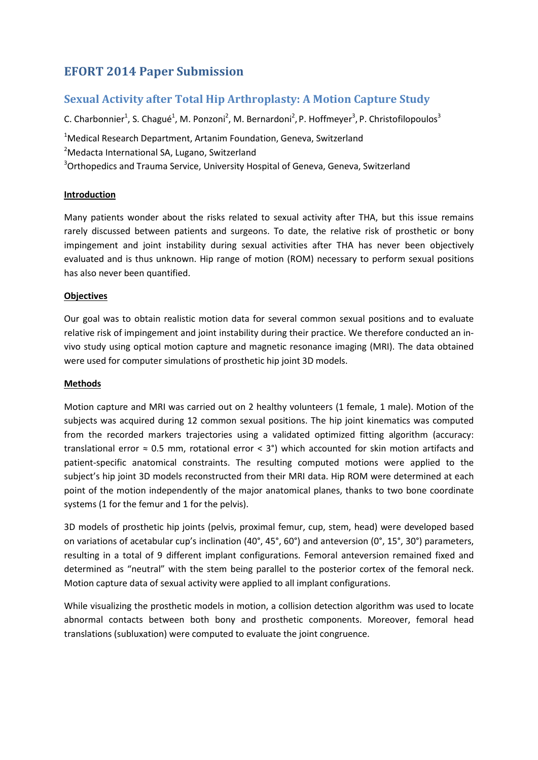# EFORT 2014 Paper Submission

## Sexual Activity after Total Hip Arthroplasty: A Motion Capture Study

C. Charbonnier[1], S. Chagué[1], M. Ponzoni[2], M. Bernardoni[2], P. Hoffmeyer[3], P. Christofilopoulos[3]

[1]Medical Research Department, Artanim Foundation, Geneva, Switzerland

[2]Medacta International SA, Lugano, Switzerland

[3]Orthopedics and Trauma Service, University Hospital of Geneva, Geneva, Switzerland

**Introduction**

Many patients wonder about the risks related to sexual activity after THA, but this issue remains rarely discussed between patients and surgeons. To date, the relative risk of prosthetic or bony impingement and joint instability during sexual activities after THA has never been objectively evaluated and is thus unknown. Hip range of motion (ROM) necessary to perform sexual positions has also never been quantified.

**Objectives**

Our goal was to obtain realistic motion data for several common sexual positions and to evaluate relative risk of impingement and joint instability during their practice. We therefore conducted an in-vivo study using optical motion capture and magnetic resonance imaging (MRI). The data obtained were used for computer simulations of prosthetic hip joint 3D models.

**Methods**

Motion capture and MRI was carried out on 2 healthy volunteers (1 female, 1 male). Motion of the subjects was acquired during 12 common sexual positions. The hip joint kinematics was computed from the recorded markers trajectories using a validated optimized fitting algorithm (accuracy: translational error ≈ 0.5 mm, rotational error < 3°) which accounted for skin motion artifacts and patient-specific anatomical constraints. The resulting computed motions were applied to the subject's hip joint 3D models reconstructed from their MRI data. Hip ROM were determined at each point of the motion independently of the major anatomical planes, thanks to two bone coordinate systems (1 for the femur and 1 for the pelvis).

3D models of prosthetic hip joints (pelvis, proximal femur, cup, stem, head) were developed based on variations of acetabular cup's inclination (40°, 45°, 60°) and anteversion (0°, 15°, 30°) parameters, resulting in a total of 9 different implant configurations. Femoral anteversion remained fixed and determined as "neutral" with the stem being parallel to the posterior cortex of the femoral neck. Motion capture data of sexual activity were applied to all implant configurations.

While visualizing the prosthetic models in motion, a collision detection algorithm was used to locate abnormal contacts between both bony and prosthetic components. Moreover, femoral head translations (subluxation) were computed to evaluate the joint congruence.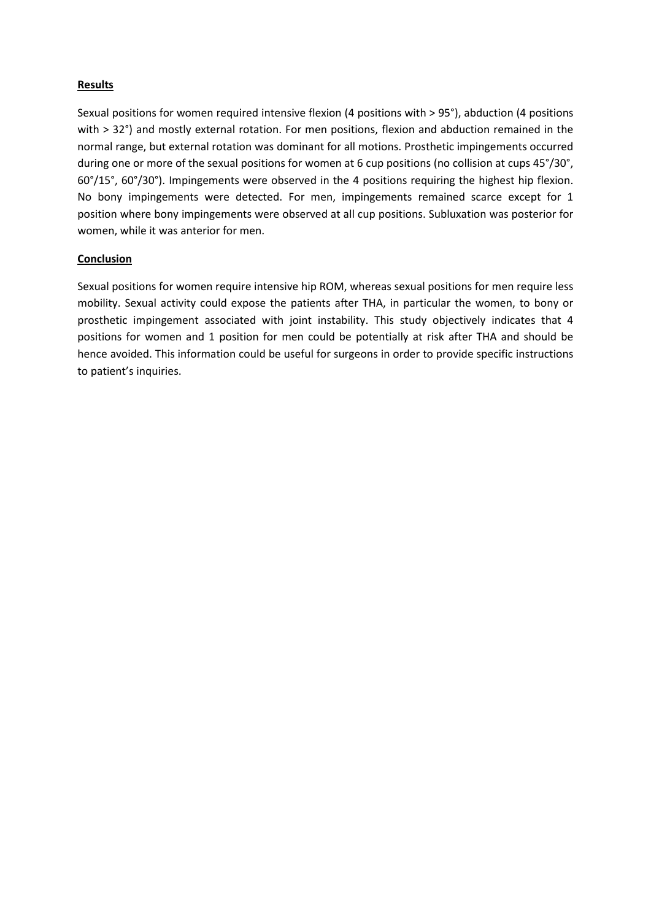## Results

Sexual positions for women required intensive flexion (4 positions with > 95°), abduction (4 positions with > 32°) and mostly external rotation. For men positions, flexion and abduction remained in the normal range, but external rotation was dominant for all motions. Prosthetic impingements occurred during one or more of the sexual positions for women at 6 cup positions (no collision at cups 45°/30°, 60°/15°, 60°/30°). Impingements were observed in the 4 positions requiring the highest hip flexion. No bony impingements were detected. For men, impingements remained scarce except for 1 position where bony impingements were observed at all cup positions. Subluxation was posterior for women, while it was anterior for men.

## Conclusion

Sexual positions for women require intensive hip ROM, whereas sexual positions for men require less mobility. Sexual activity could expose the patients after THA, in particular the women, to bony or prosthetic impingement associated with joint instability. This study objectively indicates that 4 positions for women and 1 position for men could be potentially at risk after THA and should be hence avoided. This information could be useful for surgeons in order to provide specific instructions to patient's inquiries.